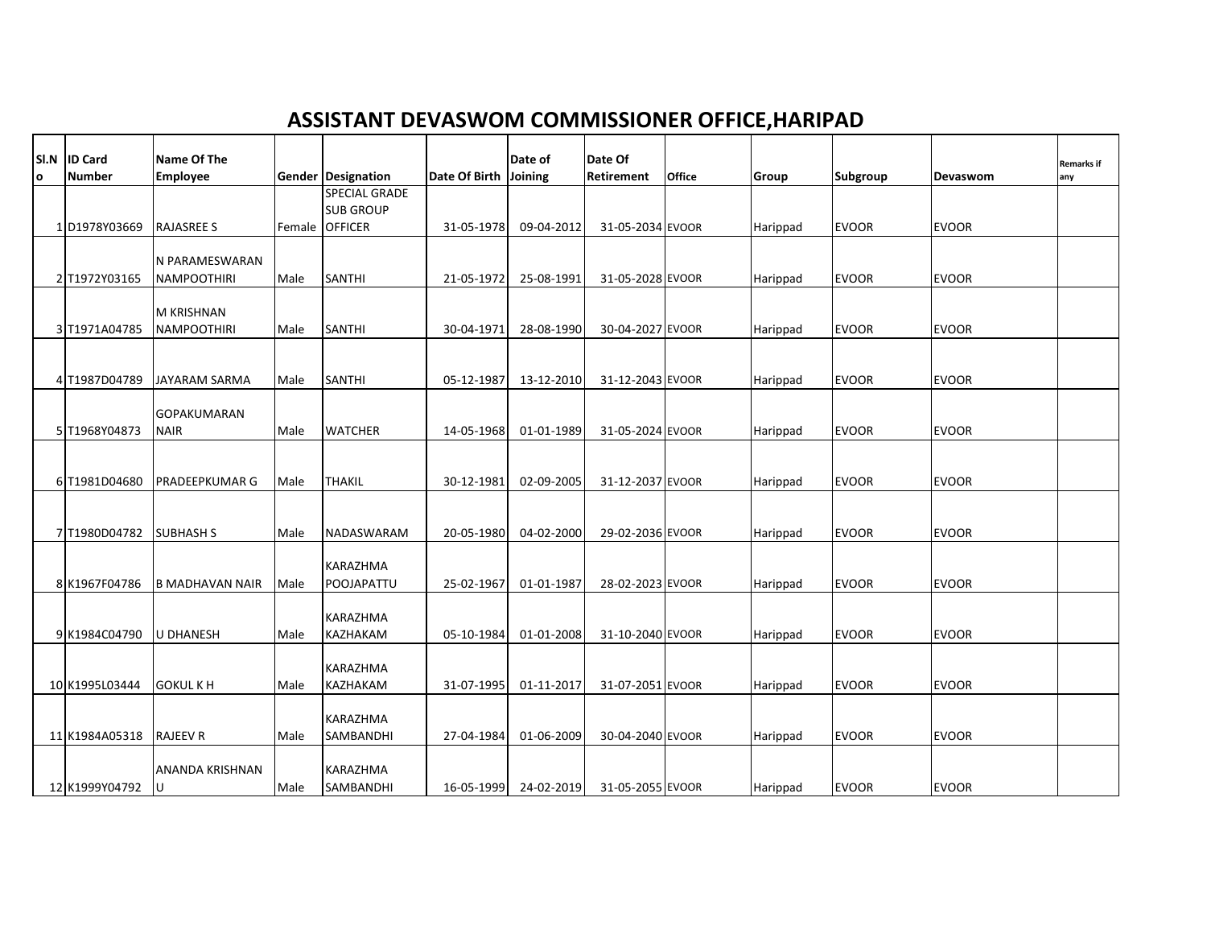# ASSISTANT DEVASWOM COMMISSIONER OFFICE,HARIPAD

| Sl.No | ID Card Number | Name Of The Employee | Gender | Designation | Date Of Birth | Date of Joining | Date Of Retirement | Office | Group | Subgroup | Devaswom | Remarks if any |
|---|---|---|---|---|---|---|---|---|---|---|---|---|
| 1 | D1978Y03669 | RAJASREE S | Female | SPECIAL GRADE SUB GROUP OFFICER | 31-05-1978 | 09-04-2012 | 31-05-2034 | EVOOR | Harippad | EVOOR | EVOOR | |
| 2 | T1972Y03165 | N PARAMESWARAN NAMPOOTHIRI | Male | SANTHI | 21-05-1972 | 25-08-1991 | 31-05-2028 | EVOOR | Harippad | EVOOR | EVOOR | |
| 3 | T1971A04785 | M KRISHNAN NAMPOOTHIRI | Male | SANTHI | 30-04-1971 | 28-08-1990 | 30-04-2027 | EVOOR | Harippad | EVOOR | EVOOR | |
| 4 | T1987D04789 | JAYARAM SARMA | Male | SANTHI | 05-12-1987 | 13-12-2010 | 31-12-2043 | EVOOR | Harippad | EVOOR | EVOOR | |
| 5 | T1968Y04873 | GOPAKUMARAN NAIR | Male | WATCHER | 14-05-1968 | 01-01-1989 | 31-05-2024 | EVOOR | Harippad | EVOOR | EVOOR | |
| 6 | T1981D04680 | PRADEEPKUMAR G | Male | THAKIL | 30-12-1981 | 02-09-2005 | 31-12-2037 | EVOOR | Harippad | EVOOR | EVOOR | |
| 7 | T1980D04782 | SUBHASH S | Male | NADASWARAM | 20-05-1980 | 04-02-2000 | 29-02-2036 | EVOOR | Harippad | EVOOR | EVOOR | |
| 8 | K1967F04786 | B MADHAVAN NAIR | Male | KARAZHMA POOJAPATTU | 25-02-1967 | 01-01-1987 | 28-02-2023 | EVOOR | Harippad | EVOOR | EVOOR | |
| 9 | K1984C04790 | U DHANESH | Male | KARAZHMA KAZHAKAM | 05-10-1984 | 01-01-2008 | 31-10-2040 | EVOOR | Harippad | EVOOR | EVOOR | |
| 10 | K1995L03444 | GOKUL K H | Male | KARAZHMA KAZHAKAM | 31-07-1995 | 01-11-2017 | 31-07-2051 | EVOOR | Harippad | EVOOR | EVOOR | |
| 11 | K1984A05318 | RAJEEV R | Male | KARAZHMA SAMBANDHI | 27-04-1984 | 01-06-2009 | 30-04-2040 | EVOOR | Harippad | EVOOR | EVOOR | |
| 12 | K1999Y04792 | ANANDA KRISHNAN U | Male | KARAZHMA SAMBANDHI | 16-05-1999 | 24-02-2019 | 31-05-2055 | EVOOR | Harippad | EVOOR | EVOOR | |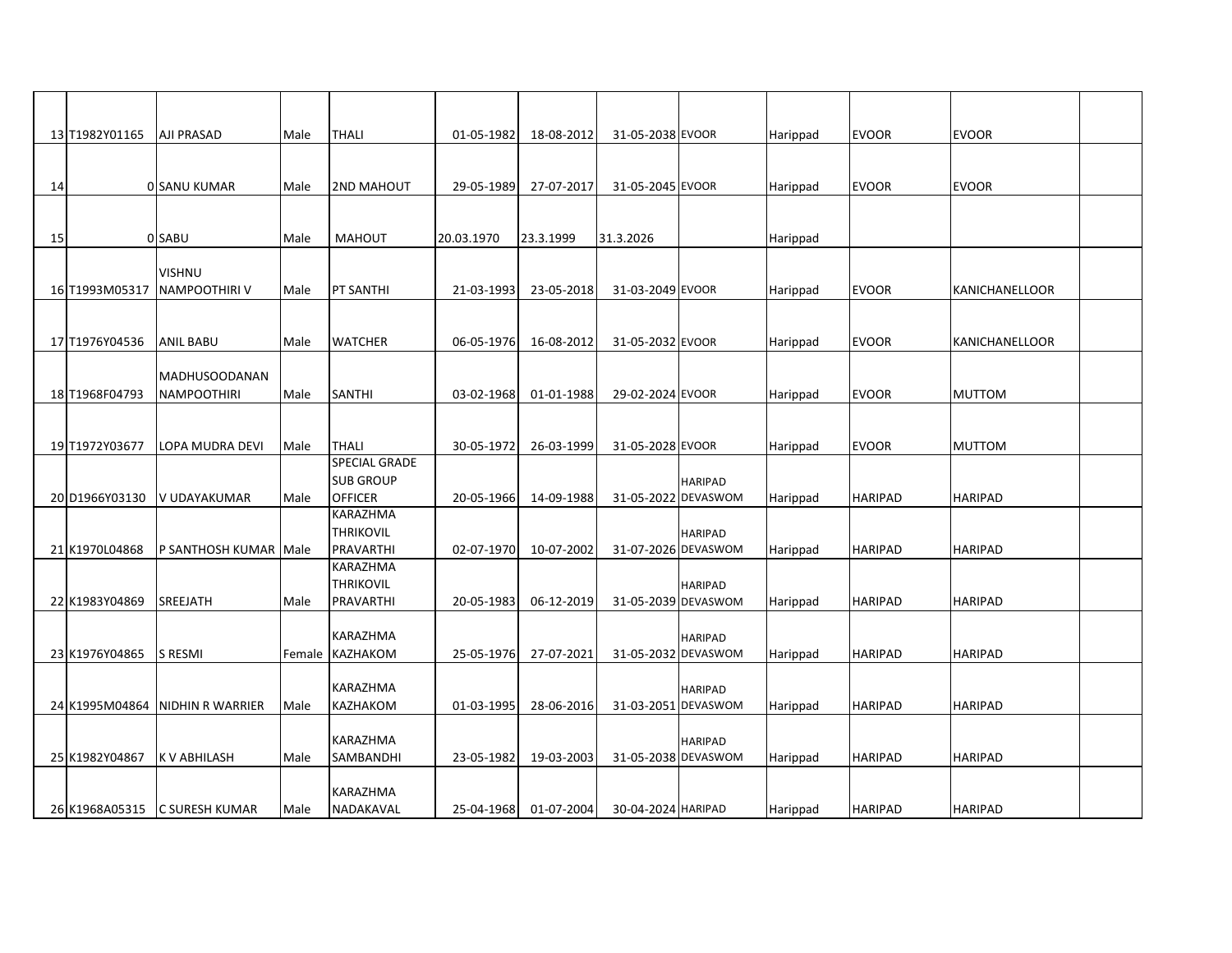| | | | | | | | | | | | | | |
|---|---|---|---|---|---|---|---|---|---|---|---|---|---|
| 13 | T1982Y01165 | AJI PRASAD | Male | THALI | 01-05-1982 | 18-08-2012 | 31-05-2038 | EVOOR | Harippad | EVOOR | EVOOR | |
| 14 | 0 | SANU KUMAR | Male | 2ND MAHOUT | 29-05-1989 | 27-07-2017 | 31-05-2045 | EVOOR | Harippad | EVOOR | EVOOR | |
| 15 | 0 | SABU | Male | MAHOUT | 20.03.1970 | 23.3.1999 | 31.3.2026 | | Harippad | | | |
| 16 | T1993M05317 | VISHNU NAMPOOTHIRI V | Male | PT SANTHI | 21-03-1993 | 23-05-2018 | 31-03-2049 | EVOOR | Harippad | EVOOR | KANICHANELLOOR | |
| 17 | T1976Y04536 | ANIL BABU | Male | WATCHER | 06-05-1976 | 16-08-2012 | 31-05-2032 | EVOOR | Harippad | EVOOR | KANICHANELLOOR | |
| 18 | T1968F04793 | MADHUSOODANAN NAMPOOTHIRI | Male | SANTHI | 03-02-1968 | 01-01-1988 | 29-02-2024 | EVOOR | Harippad | EVOOR | MUTTOM | |
| 19 | T1972Y03677 | LOPA MUDRA DEVI | Male | THALI | 30-05-1972 | 26-03-1999 | 31-05-2028 | EVOOR | Harippad | EVOOR | MUTTOM | |
| 20 | D1966Y03130 | V UDAYAKUMAR | Male | SPECIAL GRADE SUB GROUP OFFICER | 20-05-1966 | 14-09-1988 | 31-05-2022 | HARIPAD DEVASWOM | Harippad | HARIPAD | HARIPAD | |
| 21 | K1970L04868 | P SANTHOSH KUMAR | Male | KARAZHMA THRIKOVIL PRAVARTHI | 02-07-1970 | 10-07-2002 | 31-07-2026 | HARIPAD DEVASWOM | Harippad | HARIPAD | HARIPAD | |
| 22 | K1983Y04869 | SREEJATH | Male | KARAZHMA THRIKOVIL PRAVARTHI | 20-05-1983 | 06-12-2019 | 31-05-2039 | HARIPAD DEVASWOM | Harippad | HARIPAD | HARIPAD | |
| 23 | K1976Y04865 | S RESMI | Female | KARAZHMA KAZHAKOM | 25-05-1976 | 27-07-2021 | 31-05-2032 | HARIPAD DEVASWOM | Harippad | HARIPAD | HARIPAD | |
| 24 | K1995M04864 | NIDHIN R WARRIER | Male | KARAZHMA KAZHAKOM | 01-03-1995 | 28-06-2016 | 31-03-2051 | HARIPAD DEVASWOM | Harippad | HARIPAD | HARIPAD | |
| 25 | K1982Y04867 | K V ABHILASH | Male | KARAZHMA SAMBANDHI | 23-05-1982 | 19-03-2003 | 31-05-2038 | HARIPAD DEVASWOM | Harippad | HARIPAD | HARIPAD | |
| 26 | K1968A05315 | C SURESH KUMAR | Male | KARAZHMA NADAKAVAL | 25-04-1968 | 01-07-2004 | 30-04-2024 | HARIPAD | Harippad | HARIPAD | HARIPAD | |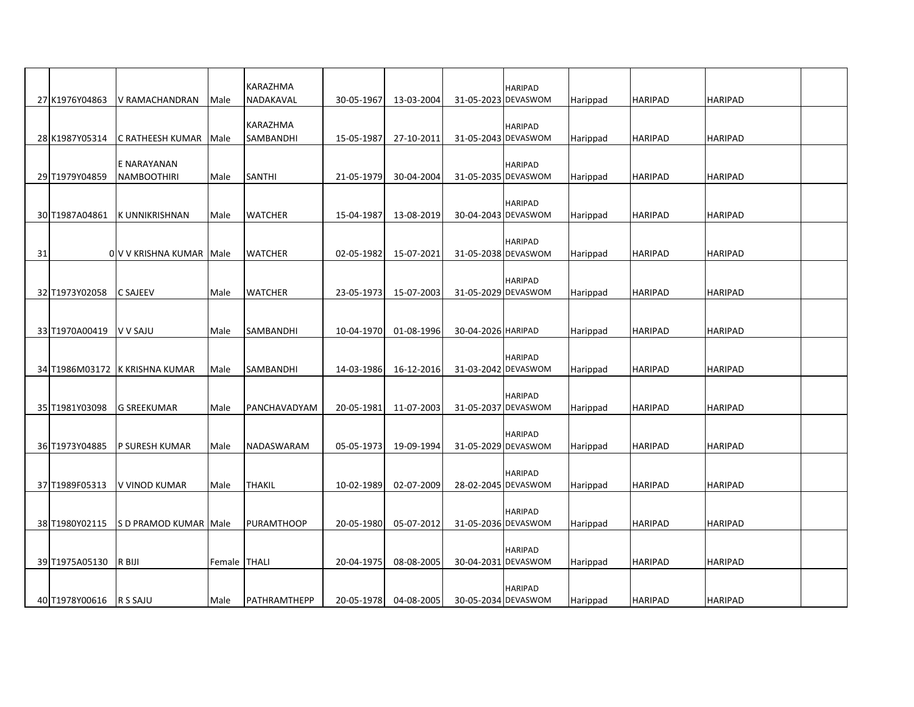| | | | | | | | | | | | | |
|---|---|---|---|---|---|---|---|---|---|---|---|---|
| 27 | K1976Y04863 | V RAMACHANDRAN | Male | KARAZHMA NADAKAVAL | 30-05-1967 | 13-03-2004 | 31-05-2023 | HARIPAD DEVASWOM | Harippad | HARIPAD | HARIPAD | |
| 28 | K1987Y05314 | C RATHEESH KUMAR | Male | KARAZHMA SAMBANDHI | 15-05-1987 | 27-10-2011 | 31-05-2043 | HARIPAD DEVASWOM | Harippad | HARIPAD | HARIPAD | |
| 29 | T1979Y04859 | E NARAYANAN NAMBOOTHIRI | Male | SANTHI | 21-05-1979 | 30-04-2004 | 31-05-2035 | HARIPAD DEVASWOM | Harippad | HARIPAD | HARIPAD | |
| 30 | T1987A04861 | K UNNIKRISHNAN | Male | WATCHER | 15-04-1987 | 13-08-2019 | 30-04-2043 | HARIPAD DEVASWOM | Harippad | HARIPAD | HARIPAD | |
| 31 | 0 | V V KRISHNA KUMAR | Male | WATCHER | 02-05-1982 | 15-07-2021 | 31-05-2038 | HARIPAD DEVASWOM | Harippad | HARIPAD | HARIPAD | |
| 32 | T1973Y02058 | C SAJEEV | Male | WATCHER | 23-05-1973 | 15-07-2003 | 31-05-2029 | HARIPAD DEVASWOM | Harippad | HARIPAD | HARIPAD | |
| 33 | T1970A00419 | V V SAJU | Male | SAMBANDHI | 10-04-1970 | 01-08-1996 | 30-04-2026 | HARIPAD | Harippad | HARIPAD | HARIPAD | |
| 34 | T1986M03172 | K KRISHNA KUMAR | Male | SAMBANDHI | 14-03-1986 | 16-12-2016 | 31-03-2042 | HARIPAD DEVASWOM | Harippad | HARIPAD | HARIPAD | |
| 35 | T1981Y03098 | G SREEKUMAR | Male | PANCHAVADYAM | 20-05-1981 | 11-07-2003 | 31-05-2037 | HARIPAD DEVASWOM | Harippad | HARIPAD | HARIPAD | |
| 36 | T1973Y04885 | P SURESH KUMAR | Male | NADASWARAM | 05-05-1973 | 19-09-1994 | 31-05-2029 | HARIPAD DEVASWOM | Harippad | HARIPAD | HARIPAD | |
| 37 | T1989F05313 | V VINOD KUMAR | Male | THAKIL | 10-02-1989 | 02-07-2009 | 28-02-2045 | HARIPAD DEVASWOM | Harippad | HARIPAD | HARIPAD | |
| 38 | T1980Y02115 | S D PRAMOD KUMAR | Male | PURAMTHOOP | 20-05-1980 | 05-07-2012 | 31-05-2036 | HARIPAD DEVASWOM | Harippad | HARIPAD | HARIPAD | |
| 39 | T1975A05130 | R BIJI | Female | THALI | 20-04-1975 | 08-08-2005 | 30-04-2031 | HARIPAD DEVASWOM | Harippad | HARIPAD | HARIPAD | |
| 40 | T1978Y00616 | R S SAJU | Male | PATHRAMTHEPP | 20-05-1978 | 04-08-2005 | 30-05-2034 | HARIPAD DEVASWOM | Harippad | HARIPAD | HARIPAD | |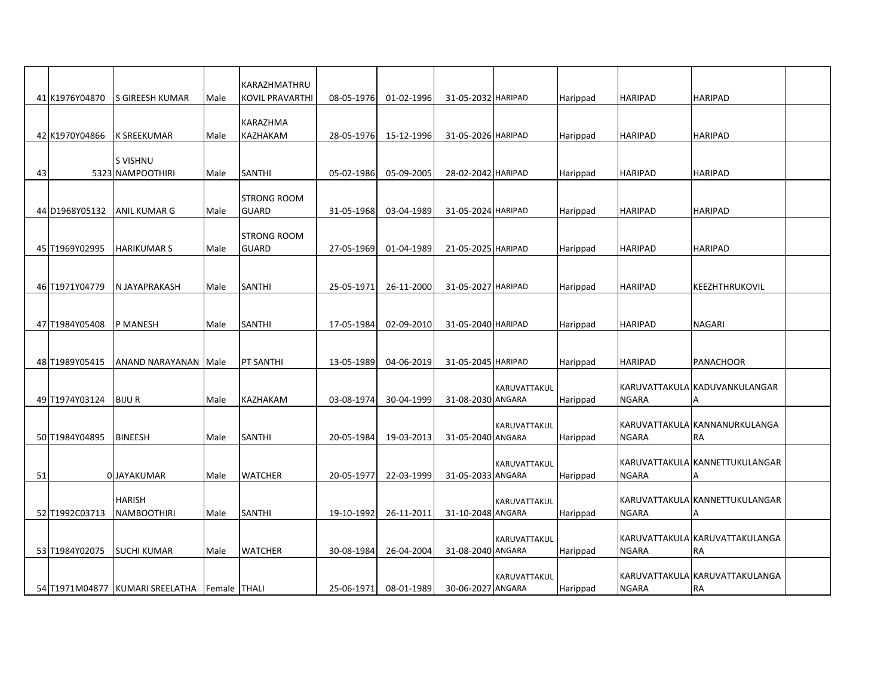| | | | | | | | | | | | | |
|---|---|---|---|---|---|---|---|---|---|---|---|---|
| 41 | K1976Y04870 | S GIREESH KUMAR | Male | KARAZHMATHRU KOVIL PRAVARTHI | 08-05-1976 | 01-02-1996 | 31-05-2032 | HARIPAD | Harippad | HARIPAD | HARIPAD | |
| 42 | K1970Y04866 | K SREEKUMAR | Male | KARAZHMA KAZHAKAM | 28-05-1976 | 15-12-1996 | 31-05-2026 | HARIPAD | Harippad | HARIPAD | HARIPAD | |
| 43 | 5323 | S VISHNU NAMPOOTHIRI | Male | SANTHI | 05-02-1986 | 05-09-2005 | 28-02-2042 | HARIPAD | Harippad | HARIPAD | HARIPAD | |
| 44 | D1968Y05132 | ANIL KUMAR G | Male | STRONG ROOM GUARD | 31-05-1968 | 03-04-1989 | 31-05-2024 | HARIPAD | Harippad | HARIPAD | HARIPAD | |
| 45 | T1969Y02995 | HARIKUMAR S | Male | STRONG ROOM GUARD | 27-05-1969 | 01-04-1989 | 21-05-2025 | HARIPAD | Harippad | HARIPAD | HARIPAD | |
| 46 | T1971Y04779 | N JAYAPRAKASH | Male | SANTHI | 25-05-1971 | 26-11-2000 | 31-05-2027 | HARIPAD | Harippad | HARIPAD | KEEZHTHRUKOVIL | |
| 47 | T1984Y05408 | P MANESH | Male | SANTHI | 17-05-1984 | 02-09-2010 | 31-05-2040 | HARIPAD | Harippad | HARIPAD | NAGARI | |
| 48 | T1989Y05415 | ANAND NARAYANAN | Male | PT SANTHI | 13-05-1989 | 04-06-2019 | 31-05-2045 | HARIPAD | Harippad | HARIPAD | PANACHOOR | |
| 49 | T1974Y03124 | BIJU R | Male | KAZHAKAM | 03-08-1974 | 30-04-1999 | 31-08-2030 | KARUVATTAKULANGARA | Harippad | KARUVATTAKULANGARA | KADUVANKULANGARA | |
| 50 | T1984Y04895 | BINEESH | Male | SANTHI | 20-05-1984 | 19-03-2013 | 31-05-2040 | KARUVATTAKULANGARA | Harippad | KARUVATTAKULANGARA | KANNANURKULANGARA | |
| 51 | 0 | JAYAKUMAR | Male | WATCHER | 20-05-1977 | 22-03-1999 | 31-05-2033 | KARUVATTAKULANGARA | Harippad | KARUVATTAKULANGARA | KANNETTUKULANGARA | |
| 52 | T1992C03713 | HARISH NAMBOOTHIRI | Male | SANTHI | 19-10-1992 | 26-11-2011 | 31-10-2048 | KARUVATTAKULANGARA | Harippad | KARUVATTAKULANGARA | KANNETTUKULANGARA | |
| 53 | T1984Y02075 | SUCHI KUMAR | Male | WATCHER | 30-08-1984 | 26-04-2004 | 31-08-2040 | KARUVATTAKULANGARA | Harippad | KARUVATTAKULANGARA | KARUVATTAKULANGARA | |
| 54 | T1971M04877 | KUMARI SREELATHA | Female | THALI | 25-06-1971 | 08-01-1989 | 30-06-2027 | KARUVATTAKULANGARA | Harippad | KARUVATTAKULANGARA | KARUVATTAKULANGARA | |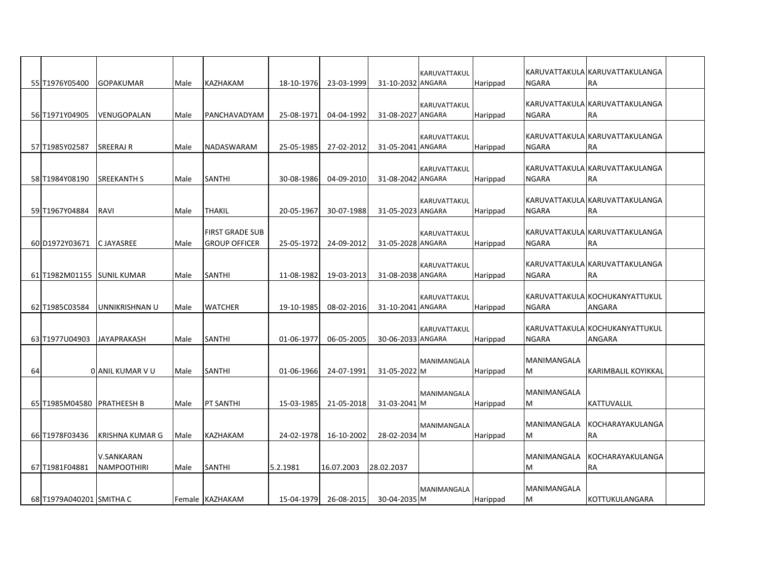| | | | | | | | | | | | | |
|---|---|---|---|---|---|---|---|---|---|---|---|---|
| 55 | T1976Y05400 | GOPAKUMAR | Male | KAZHAKAM | 18-10-1976 | 23-03-1999 | 31-10-2032 | KARUVATTAKULANGARA | Harippad | KARUVATTAKULANGARA | KARUVATTAKULANGARA | |
| 56 | T1971Y04905 | VENUGOPALAN | Male | PANCHAVADYAM | 25-08-1971 | 04-04-1992 | 31-08-2027 | KARUVATTAKULANGARA | Harippad | KARUVATTAKULANGARA | KARUVATTAKULANGARA | |
| 57 | T1985Y02587 | SREERAJ R | Male | NADASWARAM | 25-05-1985 | 27-02-2012 | 31-05-2041 | KARUVATTAKULANGARA | Harippad | KARUVATTAKULANGARA | KARUVATTAKULANGARA | |
| 58 | T1984Y08190 | SREEKANTH S | Male | SANTHI | 30-08-1986 | 04-09-2010 | 31-08-2042 | KARUVATTAKULANGARA | Harippad | KARUVATTAKULANGARA | KARUVATTAKULANGARA | |
| 59 | T1967Y04884 | RAVI | Male | THAKIL | 20-05-1967 | 30-07-1988 | 31-05-2023 | KARUVATTAKULANGARA | Harippad | KARUVATTAKULANGARA | KARUVATTAKULANGARA | |
| 60 | D1972Y03671 | C JAYASREE | Male | FIRST GRADE SUB GROUP OFFICER | 25-05-1972 | 24-09-2012 | 31-05-2028 | KARUVATTAKULANGARA | Harippad | KARUVATTAKULANGARA | KARUVATTAKULANGARA | |
| 61 | T1982M01155 | SUNIL KUMAR | Male | SANTHI | 11-08-1982 | 19-03-2013 | 31-08-2038 | KARUVATTAKULANGARA | Harippad | KARUVATTAKULANGARA | KARUVATTAKULANGARA | |
| 62 | T1985C03584 | UNNIKRISHNAN U | Male | WATCHER | 19-10-1985 | 08-02-2016 | 31-10-2041 | KARUVATTAKULANGARA | Harippad | KARUVATTAKULANGARA | KOCHUKANYATTUKULANGARA | |
| 63 | T1977U04903 | JAYAPRAKASH | Male | SANTHI | 01-06-1977 | 06-05-2005 | 30-06-2033 | KARUVATTAKULANGARA | Harippad | KARUVATTAKULANGARA | KOCHUKANYATTUKULANGARA | |
| 64 | 0 | ANIL KUMAR V U | Male | SANTHI | 01-06-1966 | 24-07-1991 | 31-05-2022 | MANIMANGALAM | Harippad | MANIMANGALAM | KARIMBALIL KOYIKKAL | |
| 65 | T1985M04580 | PRATHEESH B | Male | PT SANTHI | 15-03-1985 | 21-05-2018 | 31-03-2041 | MANIMANGALAM | Harippad | MANIMANGALAM | KATTUVALLIL | |
| 66 | T1978F03436 | KRISHNA KUMAR G | Male | KAZHAKAM | 24-02-1978 | 16-10-2002 | 28-02-2034 | MANIMANGALAM | Harippad | MANIMANGALAM | KOCHARAYAKULANGARA | |
| 67 | T1981F04881 | V.SANKARAN NAMPOOTHIRI | Male | SANTHI | 5.2.1981 | 16.07.2003 | 28.02.2037 | | | MANIMANGALAM | KOCHARAYAKULANGARA | |
| 68 | T1979A040201 | SMITHA C | Female | KAZHAKAM | 15-04-1979 | 26-08-2015 | 30-04-2035 | MANIMANGALAM | Harippad | MANIMANGALAM | KOTTUKULANGARA | |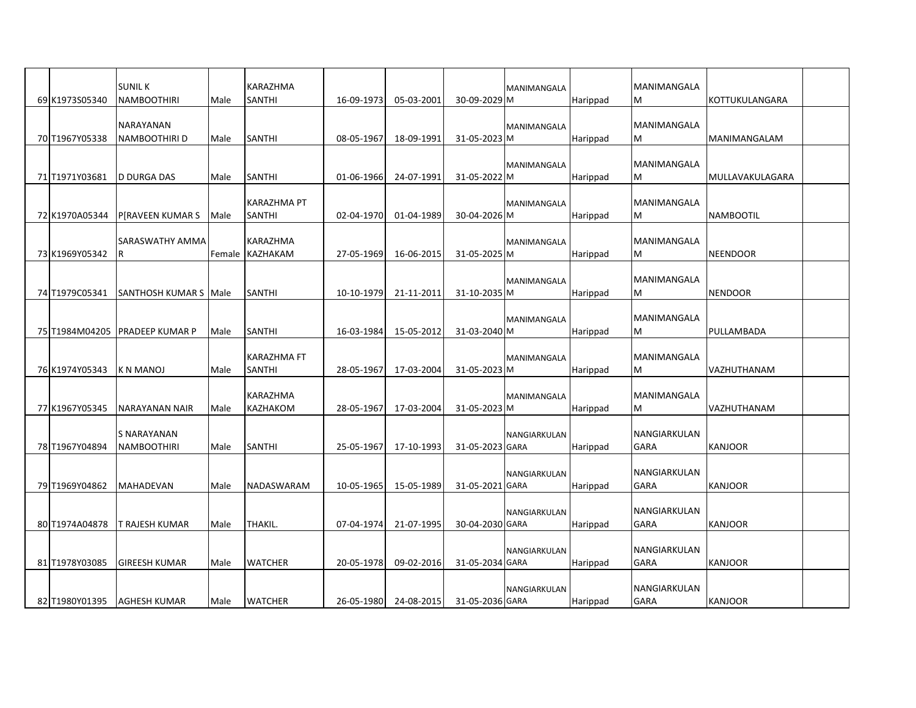| | | | | | | | | | | | | |
|---|---|---|---|---|---|---|---|---|---|---|---|---|
| 69 | K1973S05340 | SUNIL K NAMBOOTHIRI | Male | KARAZHMA SANTHI | 16-09-1973 | 05-03-2001 | 30-09-2029 | MANIMANGALAM | Harippad | MANIMANGALAM | KOTTUKULANGARA | |
| 70 | T1967Y05338 | NARAYANAN NAMBOOTHIRI D | Male | SANTHI | 08-05-1967 | 18-09-1991 | 31-05-2023 | MANIMANGALAM | Harippad | MANIMANGALAM | MANIMANGALAM | |
| 71 | T1971Y03681 | D DURGA DAS | Male | SANTHI | 01-06-1966 | 24-07-1991 | 31-05-2022 | MANIMANGALAM | Harippad | MANIMANGALAM | MULLAVAKULAGARA | |
| 72 | K1970A05344 | P[RAVEEN KUMAR S | Male | KARAZHMA PT SANTHI | 02-04-1970 | 01-04-1989 | 30-04-2026 | MANIMANGALAM | Harippad | MANIMANGALAM | NAMBOOTIL | |
| 73 | K1969Y05342 | SARASWATHY AMMA R | Female | KARAZHMA KAZHAKAM | 27-05-1969 | 16-06-2015 | 31-05-2025 | MANIMANGALAM | Harippad | MANIMANGALAM | NEENDOOR | |
| 74 | T1979C05341 | SANTHOSH KUMAR S | Male | SANTHI | 10-10-1979 | 21-11-2011 | 31-10-2035 | MANIMANGALAM | Harippad | MANIMANGALAM | NENDOOR | |
| 75 | T1984M04205 | PRADEEP KUMAR P | Male | SANTHI | 16-03-1984 | 15-05-2012 | 31-03-2040 | MANIMANGALAM | Harippad | MANIMANGALAM | PULLAMBADA | |
| 76 | K1974Y05343 | K N MANOJ | Male | KARAZHMA FT SANTHI | 28-05-1967 | 17-03-2004 | 31-05-2023 | MANIMANGALAM | Harippad | MANIMANGALAM | VAZHUTHANAM | |
| 77 | K1967Y05345 | NARAYANAN NAIR | Male | KARAZHMA KAZHAKOM | 28-05-1967 | 17-03-2004 | 31-05-2023 | MANIMANGALAM | Harippad | MANIMANGALAM | VAZHUTHANAM | |
| 78 | T1967Y04894 | S NARAYANAN NAMBOOTHIRI | Male | SANTHI | 25-05-1967 | 17-10-1993 | 31-05-2023 | NANGIARKULANGARA | Harippad | NANGIARKULANGARA | KANJOOR | |
| 79 | T1969Y04862 | MAHADEVAN | Male | NADASWARAM | 10-05-1965 | 15-05-1989 | 31-05-2021 | NANGIARKULANGARA | Harippad | NANGIARKULANGARA | KANJOOR | |
| 80 | T1974A04878 | T RAJESH KUMAR | Male | THAKIL. | 07-04-1974 | 21-07-1995 | 30-04-2030 | NANGIARKULANGARA | Harippad | NANGIARKULANGARA | KANJOOR | |
| 81 | T1978Y03085 | GIREESH KUMAR | Male | WATCHER | 20-05-1978 | 09-02-2016 | 31-05-2034 | NANGIARKULANGARA | Harippad | NANGIARKULANGARA | KANJOOR | |
| 82 | T1980Y01395 | AGHESH KUMAR | Male | WATCHER | 26-05-1980 | 24-08-2015 | 31-05-2036 | NANGIARKULANGARA | Harippad | NANGIARKULANGARA | KANJOOR | |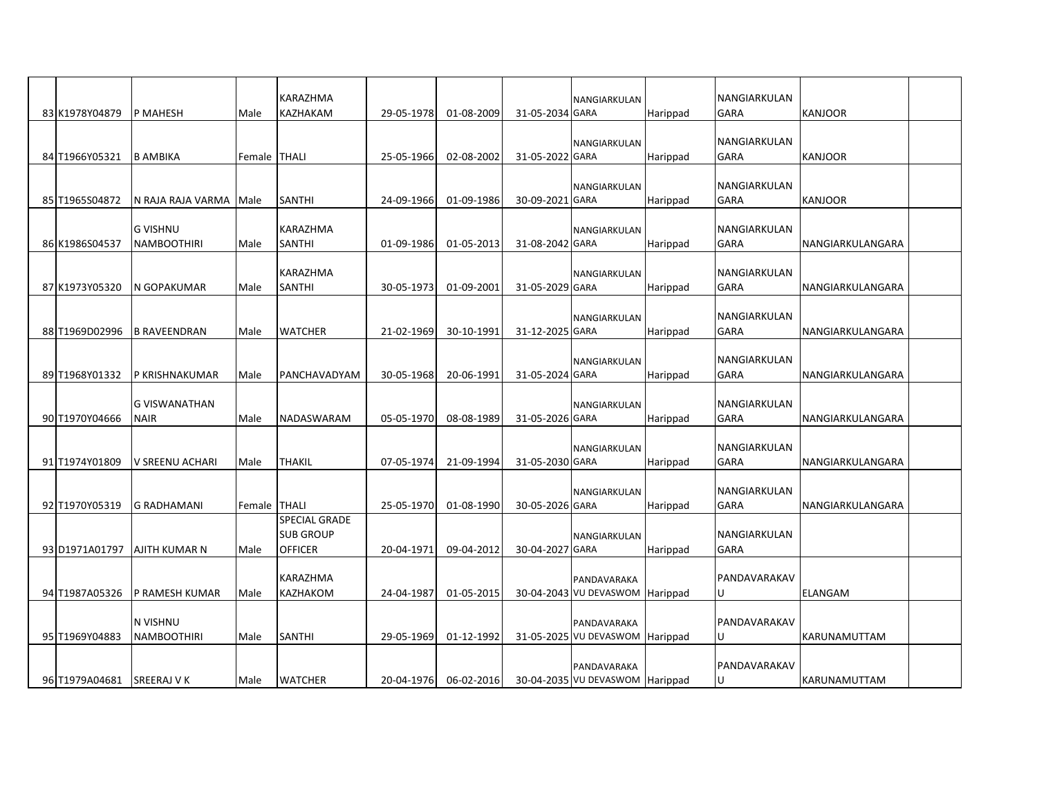| | | | | | | | | | | | | |
|---|---|---|---|---|---|---|---|---|---|---|---|---|
| 83 | K1978Y04879 | P MAHESH | Male | KARAZHMA KAZHAKAM | 29-05-1978 | 01-08-2009 | 31-05-2034 | NANGIARKULAN GARA | Harippad | NANGIARKULAN GARA | KANJOOR | |
| 84 | T1966Y05321 | B AMBIKA | Female | THALI | 25-05-1966 | 02-08-2002 | 31-05-2022 | NANGIARKULAN GARA | Harippad | NANGIARKULAN GARA | KANJOOR | |
| 85 | T1965S04872 | N RAJA RAJA VARMA | Male | SANTHI | 24-09-1966 | 01-09-1986 | 30-09-2021 | NANGIARKULAN GARA | Harippad | NANGIARKULAN GARA | KANJOOR | |
| 86 | K1986S04537 | G VISHNU NAMBOOTHIRI | Male | KARAZHMA SANTHI | 01-09-1986 | 01-05-2013 | 31-08-2042 | NANGIARKULAN GARA | Harippad | NANGIARKULAN GARA | NANGIARKULANGARA | |
| 87 | K1973Y05320 | N GOPAKUMAR | Male | KARAZHMA SANTHI | 30-05-1973 | 01-09-2001 | 31-05-2029 | NANGIARKULAN GARA | Harippad | NANGIARKULAN GARA | NANGIARKULANGARA | |
| 88 | T1969D02996 | B RAVEENDRAN | Male | WATCHER | 21-02-1969 | 30-10-1991 | 31-12-2025 | NANGIARKULAN GARA | Harippad | NANGIARKULAN GARA | NANGIARKULANGARA | |
| 89 | T1968Y01332 | P KRISHNAKUMAR | Male | PANCHAVADYAM | 30-05-1968 | 20-06-1991 | 31-05-2024 | NANGIARKULAN GARA | Harippad | NANGIARKULAN GARA | NANGIARKULANGARA | |
| 90 | T1970Y04666 | G VISWANATHAN NAIR | Male | NADASWARAM | 05-05-1970 | 08-08-1989 | 31-05-2026 | NANGIARKULAN GARA | Harippad | NANGIARKULAN GARA | NANGIARKULANGARA | |
| 91 | T1974Y01809 | V SREENU ACHARI | Male | THAKIL | 07-05-1974 | 21-09-1994 | 31-05-2030 | NANGIARKULAN GARA | Harippad | NANGIARKULAN GARA | NANGIARKULANGARA | |
| 92 | T1970Y05319 | G RADHAMANI | Female | THALI | 25-05-1970 | 01-08-1990 | 30-05-2026 | NANGIARKULAN GARA | Harippad | NANGIARKULAN GARA | NANGIARKULANGARA | |
| 93 | D1971A01797 | AJITH KUMAR N | Male | SPECIAL GRADE SUB GROUP OFFICER | 20-04-1971 | 09-04-2012 | 30-04-2027 | NANGIARKULAN GARA | Harippad | NANGIARKULAN GARA | | |
| 94 | T1987A05326 | P RAMESH KUMAR | Male | KARAZHMA KAZHAKOM | 24-04-1987 | 01-05-2015 | 30-04-2043 | PANDAVARAKA VU DEVASWOM | Harippad | PANDAVARAKAV U | ELANGAM | |
| 95 | T1969Y04883 | N VISHNU NAMBOOTHIRI | Male | SANTHI | 29-05-1969 | 01-12-1992 | 31-05-2025 | PANDAVARAKA VU DEVASWOM | Harippad | PANDAVARAKAV U | KARUNAMUTTAM | |
| 96 | T1979A04681 | SREERAJ V K | Male | WATCHER | 20-04-1976 | 06-02-2016 | 30-04-2035 | PANDAVARAKA VU DEVASWOM | Harippad | PANDAVARAKAV U | KARUNAMUTTAM | |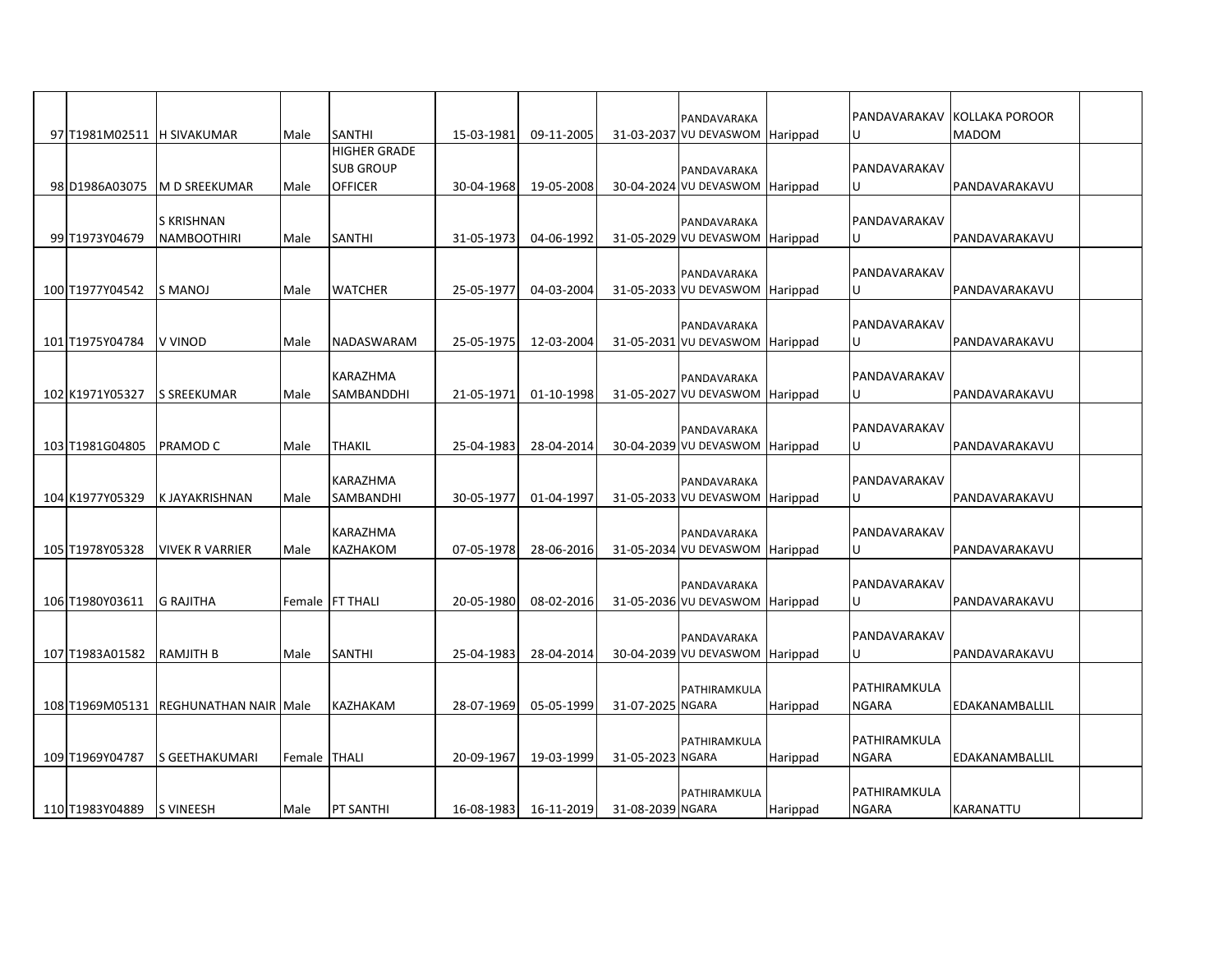| | | | | | | | | | | | | |
|---|---|---|---|---|---|---|---|---|---|---|---|---|
| 97 | T1981M02511 | H SIVAKUMAR | Male | SANTHI | 15-03-1981 | 09-11-2005 | 31-03-2037 | PANDAVARAKAVU DEVASWOM | Harippad | PANDAVARAKAVU | KOLLAKA POROOR MADOM | |
| 98 | D1986A03075 | M D SREEKUMAR | Male | HIGHER GRADE SUB GROUP OFFICER | 30-04-1968 | 19-05-2008 | 30-04-2024 | PANDAVARAKAVU DEVASWOM | Harippad | PANDAVARAKAVU | PANDAVARAKAVU | |
| 99 | T1973Y04679 | S KRISHNAN NAMBOOTHIRI | Male | SANTHI | 31-05-1973 | 04-06-1992 | 31-05-2029 | PANDAVARAKAVU DEVASWOM | Harippad | PANDAVARAKAVU | PANDAVARAKAVU | |
| 100 | T1977Y04542 | S MANOJ | Male | WATCHER | 25-05-1977 | 04-03-2004 | 31-05-2033 | PANDAVARAKAVU DEVASWOM | Harippad | PANDAVARAKAVU | PANDAVARAKAVU | |
| 101 | T1975Y04784 | V VINOD | Male | NADASWARAM | 25-05-1975 | 12-03-2004 | 31-05-2031 | PANDAVARAKAVU DEVASWOM | Harippad | PANDAVARAKAVU | PANDAVARAKAVU | |
| 102 | K1971Y05327 | S SREEKUMAR | Male | KARAZHMA SAMBANDDHI | 21-05-1971 | 01-10-1998 | 31-05-2027 | PANDAVARAKAVU DEVASWOM | Harippad | PANDAVARAKAVU | PANDAVARAKAVU | |
| 103 | T1981G04805 | PRAMOD C | Male | THAKIL | 25-04-1983 | 28-04-2014 | 30-04-2039 | PANDAVARAKAVU DEVASWOM | Harippad | PANDAVARAKAVU | PANDAVARAKAVU | |
| 104 | K1977Y05329 | K JAYAKRISHNAN | Male | KARAZHMA SAMBANDHI | 30-05-1977 | 01-04-1997 | 31-05-2033 | PANDAVARAKAVU DEVASWOM | Harippad | PANDAVARAKAVU | PANDAVARAKAVU | |
| 105 | T1978Y05328 | VIVEK R VARRIER | Male | KARAZHMA KAZHAKOM | 07-05-1978 | 28-06-2016 | 31-05-2034 | PANDAVARAKAVU DEVASWOM | Harippad | PANDAVARAKAVU | PANDAVARAKAVU | |
| 106 | T1980Y03611 | G RAJITHA | Female | FT THALI | 20-05-1980 | 08-02-2016 | 31-05-2036 | PANDAVARAKAVU DEVASWOM | Harippad | PANDAVARAKAVU | PANDAVARAKAVU | |
| 107 | T1983A01582 | RAMJITH B | Male | SANTHI | 25-04-1983 | 28-04-2014 | 30-04-2039 | PANDAVARAKAVU DEVASWOM | Harippad | PANDAVARAKAVU | PANDAVARAKAVU | |
| 108 | T1969M05131 | REGHUNATHAN NAIR | Male | KAZHAKAM | 28-07-1969 | 05-05-1999 | 31-07-2025 | PATHIRAMKULANGARA | Harippad | PATHIRAMKULANGARA | EDAKANAMBALLIL | |
| 109 | T1969Y04787 | S GEETHAKUMARI | Female | THALI | 20-09-1967 | 19-03-1999 | 31-05-2023 | PATHIRAMKULANGARA | Harippad | PATHIRAMKULANGARA | EDAKANAMBALLIL | |
| 110 | T1983Y04889 | S VINEESH | Male | PT SANTHI | 16-08-1983 | 16-11-2019 | 31-08-2039 | PATHIRAMKULANGARA | Harippad | PATHIRAMKULANGARA | KARANATTU | |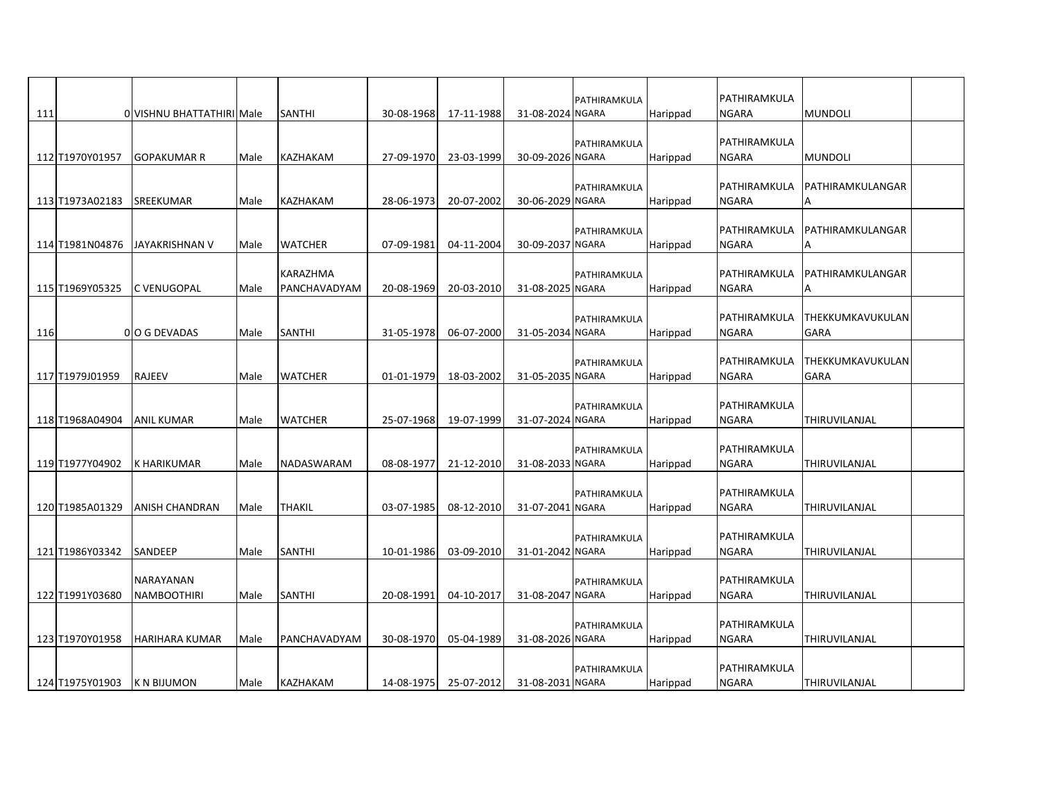| | | | | | | | | | | | | |
|---|---|---|---|---|---|---|---|---|---|---|---|---|
| 111 | 0 | VISHNU BHATTATHIRI | Male | SANTHI | 30-08-1968 | 17-11-1988 | 31-08-2024 | PATHIRAMKULANGARA | Harippad | PATHIRAMKULANGARA | MUNDOLI | |
| 112 | T1970Y01957 | GOPAKUMAR R | Male | KAZHAKAM | 27-09-1970 | 23-03-1999 | 30-09-2026 | PATHIRAMKULANGARA | Harippad | PATHIRAMKULANGARA | MUNDOLI | |
| 113 | T1973A02183 | SREEKUMAR | Male | KAZHAKAM | 28-06-1973 | 20-07-2002 | 30-06-2029 | PATHIRAMKULANGARA | Harippad | PATHIRAMKULANGARA | PATHIRAMKULANGARA | |
| 114 | T1981N04876 | JAYAKRISHNAN V | Male | WATCHER | 07-09-1981 | 04-11-2004 | 30-09-2037 | PATHIRAMKULANGARA | Harippad | PATHIRAMKULANGARA | PATHIRAMKULANGARA | |
| 115 | T1969Y05325 | C VENUGOPAL | Male | KARAZHMA PANCHAVADYAM | 20-08-1969 | 20-03-2010 | 31-08-2025 | PATHIRAMKULANGARA | Harippad | PATHIRAMKULANGARA | PATHIRAMKULANGARA | |
| 116 | 0 | O G DEVADAS | Male | SANTHI | 31-05-1978 | 06-07-2000 | 31-05-2034 | PATHIRAMKULANGARA | Harippad | PATHIRAMKULANGARA | THEKKUMKAVUKULANGARA | |
| 117 | T1979J01959 | RAJEEV | Male | WATCHER | 01-01-1979 | 18-03-2002 | 31-05-2035 | PATHIRAMKULANGARA | Harippad | PATHIRAMKULANGARA | THEKKUMKAVUKULANGARA | |
| 118 | T1968A04904 | ANIL KUMAR | Male | WATCHER | 25-07-1968 | 19-07-1999 | 31-07-2024 | PATHIRAMKULANGARA | Harippad | PATHIRAMKULANGARA | THIRUVILANJAL | |
| 119 | T1977Y04902 | K HARIKUMAR | Male | NADASWARAM | 08-08-1977 | 21-12-2010 | 31-08-2033 | PATHIRAMKULANGARA | Harippad | PATHIRAMKULANGARA | THIRUVILANJAL | |
| 120 | T1985A01329 | ANISH CHANDRAN | Male | THAKIL | 03-07-1985 | 08-12-2010 | 31-07-2041 | PATHIRAMKULANGARA | Harippad | PATHIRAMKULANGARA | THIRUVILANJAL | |
| 121 | T1986Y03342 | SANDEEP | Male | SANTHI | 10-01-1986 | 03-09-2010 | 31-01-2042 | PATHIRAMKULANGARA | Harippad | PATHIRAMKULANGARA | THIRUVILANJAL | |
| 122 | T1991Y03680 | NARAYANAN NAMBOOTHIRI | Male | SANTHI | 20-08-1991 | 04-10-2017 | 31-08-2047 | PATHIRAMKULANGARA | Harippad | PATHIRAMKULANGARA | THIRUVILANJAL | |
| 123 | T1970Y01958 | HARIHARA KUMAR | Male | PANCHAVADYAM | 30-08-1970 | 05-04-1989 | 31-08-2026 | PATHIRAMKULANGARA | Harippad | PATHIRAMKULANGARA | THIRUVILANJAL | |
| 124 | T1975Y01903 | K N BIJUMON | Male | KAZHAKAM | 14-08-1975 | 25-07-2012 | 31-08-2031 | PATHIRAMKULANGARA | Harippad | PATHIRAMKULANGARA | THIRUVILANJAL | |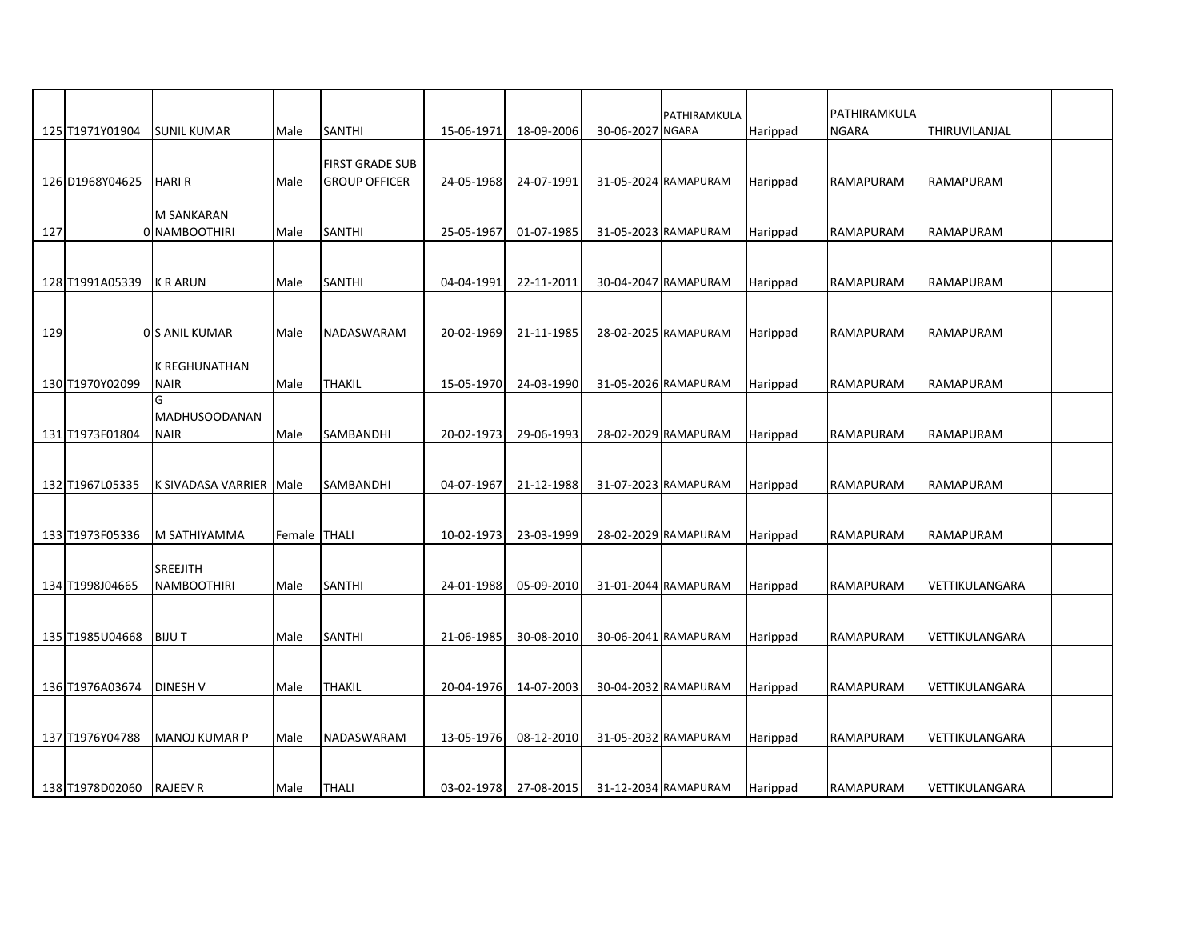| | | | | | | | | | | | | |
|---|---|---|---|---|---|---|---|---|---|---|---|---|
| 125 | T1971Y01904 | SUNIL KUMAR | Male | SANTHI | 15-06-1971 | 18-09-2006 | 30-06-2027 | PATHIRAMKULANGARA | Harippad | PATHIRAMKULANGARA | THIRUVILANJAL | |
| 126 | D1968Y04625 | HARI R | Male | FIRST GRADE SUB GROUP OFFICER | 24-05-1968 | 24-07-1991 | 31-05-2024 | RAMAPURAM | Harippad | RAMAPURAM | RAMAPURAM | |
| 127 | 0 | M SANKARAN NAMBOOTHIRI | Male | SANTHI | 25-05-1967 | 01-07-1985 | 31-05-2023 | RAMAPURAM | Harippad | RAMAPURAM | RAMAPURAM | |
| 128 | T1991A05339 | K R ARUN | Male | SANTHI | 04-04-1991 | 22-11-2011 | 30-04-2047 | RAMAPURAM | Harippad | RAMAPURAM | RAMAPURAM | |
| 129 | 0 | S ANIL KUMAR | Male | NADASWARAM | 20-02-1969 | 21-11-1985 | 28-02-2025 | RAMAPURAM | Harippad | RAMAPURAM | RAMAPURAM | |
| 130 | T1970Y02099 | K REGHUNATHAN NAIR | Male | THAKIL | 15-05-1970 | 24-03-1990 | 31-05-2026 | RAMAPURAM | Harippad | RAMAPURAM | RAMAPURAM | |
| 131 | T1973F01804 | G MADHUSOODANAN NAIR | Male | SAMBANDHI | 20-02-1973 | 29-06-1993 | 28-02-2029 | RAMAPURAM | Harippad | RAMAPURAM | RAMAPURAM | |
| 132 | T1967L05335 | K SIVADASA VARRIER | Male | SAMBANDHI | 04-07-1967 | 21-12-1988 | 31-07-2023 | RAMAPURAM | Harippad | RAMAPURAM | RAMAPURAM | |
| 133 | T1973F05336 | M SATHIYAMMA | Female | THALI | 10-02-1973 | 23-03-1999 | 28-02-2029 | RAMAPURAM | Harippad | RAMAPURAM | RAMAPURAM | |
| 134 | T1998J04665 | SREEJITH NAMBOOTHIRI | Male | SANTHI | 24-01-1988 | 05-09-2010 | 31-01-2044 | RAMAPURAM | Harippad | RAMAPURAM | VETTIKULANGARA | |
| 135 | T1985U04668 | BIJU T | Male | SANTHI | 21-06-1985 | 30-08-2010 | 30-06-2041 | RAMAPURAM | Harippad | RAMAPURAM | VETTIKULANGARA | |
| 136 | T1976A03674 | DINESH V | Male | THAKIL | 20-04-1976 | 14-07-2003 | 30-04-2032 | RAMAPURAM | Harippad | RAMAPURAM | VETTIKULANGARA | |
| 137 | T1976Y04788 | MANOJ KUMAR P | Male | NADASWARAM | 13-05-1976 | 08-12-2010 | 31-05-2032 | RAMAPURAM | Harippad | RAMAPURAM | VETTIKULANGARA | |
| 138 | T1978D02060 | RAJEEV R | Male | THALI | 03-02-1978 | 27-08-2015 | 31-12-2034 | RAMAPURAM | Harippad | RAMAPURAM | VETTIKULANGARA | |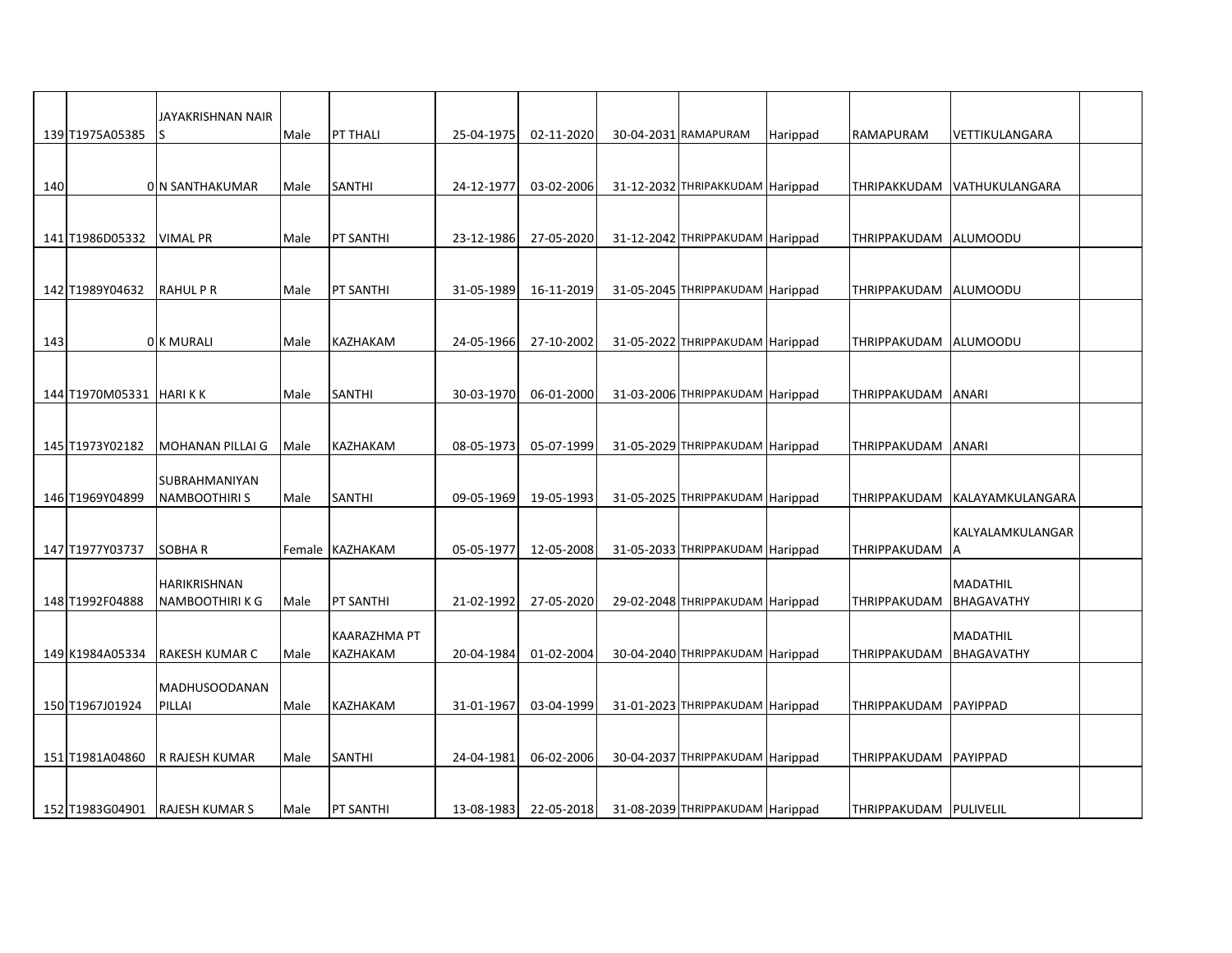| | | | | | | | | | | | | |
|---|---|---|---|---|---|---|---|---|---|---|---|---|
| 139 | T1975A05385 | JAYAKRISHNAN NAIR S | Male | PT THALI | 25-04-1975 | 02-11-2020 | 30-04-2031 | RAMAPURAM | Harippad | RAMAPURAM | VETTIKULANGARA | |
| 140 | 0 | N SANTHAKUMAR | Male | SANTHI | 24-12-1977 | 03-02-2006 | 31-12-2032 | THRIPAKKUDAM | Harippad | THRIPAKKUDAM | VATHUKULANGARA | |
| 141 | T1986D05332 | VIMAL PR | Male | PT SANTHI | 23-12-1986 | 27-05-2020 | 31-12-2042 | THRIPPAKUDAM | Harippad | THRIPPAKUDAM | ALUMOODU | |
| 142 | T1989Y04632 | RAHUL P R | Male | PT SANTHI | 31-05-1989 | 16-11-2019 | 31-05-2045 | THRIPPAKUDAM | Harippad | THRIPPAKUDAM | ALUMOODU | |
| 143 | 0 | K MURALI | Male | KAZHAKAM | 24-05-1966 | 27-10-2002 | 31-05-2022 | THRIPPAKUDAM | Harippad | THRIPPAKUDAM | ALUMOODU | |
| 144 | T1970M05331 | HARI K K | Male | SANTHI | 30-03-1970 | 06-01-2000 | 31-03-2006 | THRIPPAKUDAM | Harippad | THRIPPAKUDAM | ANARI | |
| 145 | T1973Y02182 | MOHANAN PILLAI G | Male | KAZHAKAM | 08-05-1973 | 05-07-1999 | 31-05-2029 | THRIPPAKUDAM | Harippad | THRIPPAKUDAM | ANARI | |
| 146 | T1969Y04899 | SUBRAHMANIYAN NAMBOOTHIRI S | Male | SANTHI | 09-05-1969 | 19-05-1993 | 31-05-2025 | THRIPPAKUDAM | Harippad | THRIPPAKUDAM | KALAYAMKULANGARA | |
| 147 | T1977Y03737 | SOBHA R | Female | KAZHAKAM | 05-05-1977 | 12-05-2008 | 31-05-2033 | THRIPPAKUDAM | Harippad | THRIPPAKUDAM | KALYALAMKULANGARA | |
| 148 | T1992F04888 | HARIKRISHNAN NAMBOOTHIRI K G | Male | PT SANTHI | 21-02-1992 | 27-05-2020 | 29-02-2048 | THRIPPAKUDAM | Harippad | THRIPPAKUDAM | MADATHIL BHAGAVATHY | |
| 149 | K1984A05334 | RAKESH KUMAR C | Male | KAARAZHMA PT KAZHAKAM | 20-04-1984 | 01-02-2004 | 30-04-2040 | THRIPPAKUDAM | Harippad | THRIPPAKUDAM | MADATHIL BHAGAVATHY | |
| 150 | T1967J01924 | MADHUSOODANAN PILLAI | Male | KAZHAKAM | 31-01-1967 | 03-04-1999 | 31-01-2023 | THRIPPAKUDAM | Harippad | THRIPPAKUDAM | PAYIPPAD | |
| 151 | T1981A04860 | R RAJESH KUMAR | Male | SANTHI | 24-04-1981 | 06-02-2006 | 30-04-2037 | THRIPPAKUDAM | Harippad | THRIPPAKUDAM | PAYIPPAD | |
| 152 | T1983G04901 | RAJESH KUMAR S | Male | PT SANTHI | 13-08-1983 | 22-05-2018 | 31-08-2039 | THRIPPAKUDAM | Harippad | THRIPPAKUDAM | PULIVELIL | |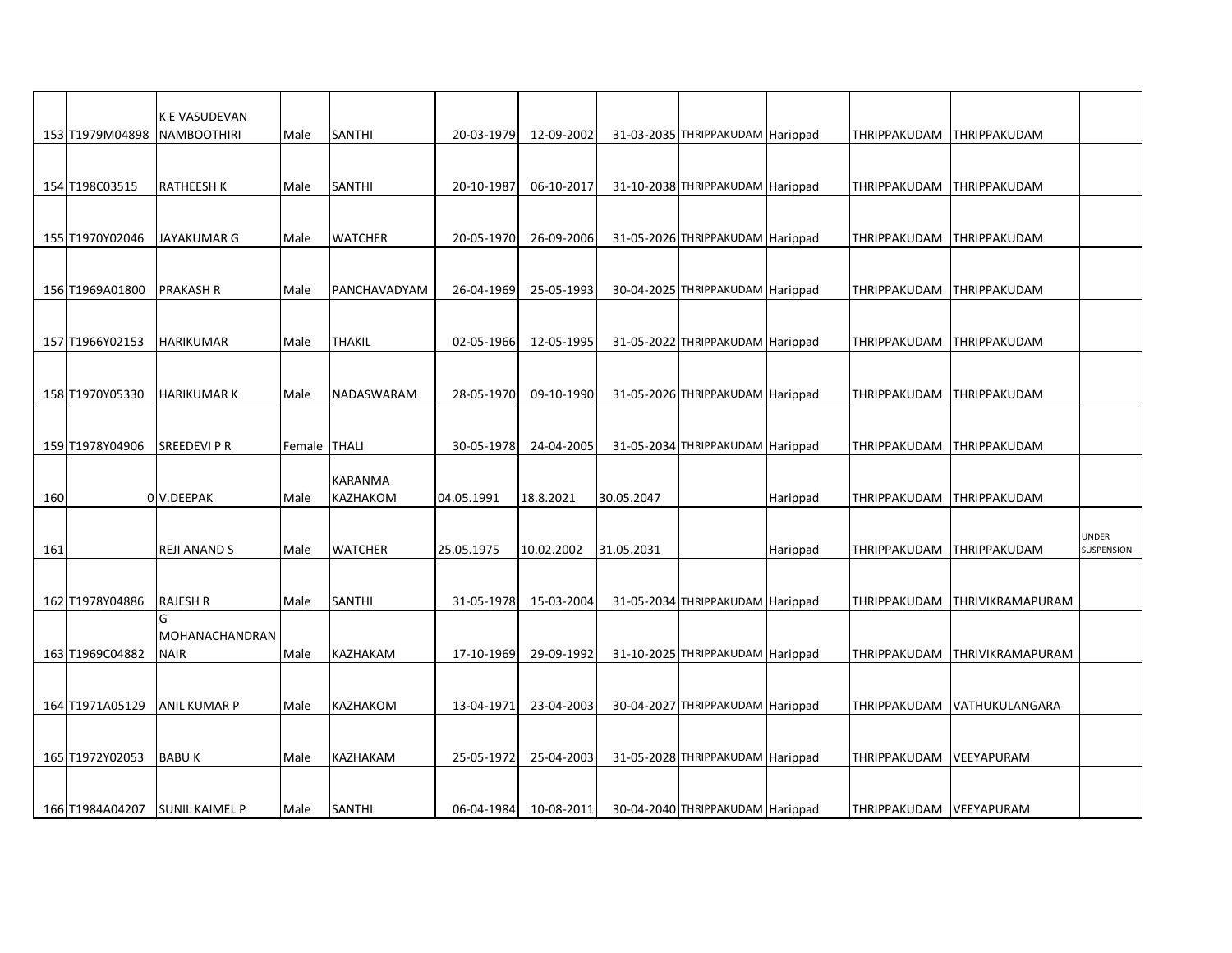| | | | | | | | | | | | | | |
|---|---|---|---|---|---|---|---|---|---|---|---|---|---|
| 153 | T1979M04898 | K E VASUDEVAN NAMBOOTHIRI | Male | SANTHI | 20-03-1979 | 12-09-2002 | 31-03-2035 | THRIPPAKUDAM | Harippad | THRIPPAKUDAM | THRIPPAKUDAM | |
| 154 | T198C03515 | RATHEESH K | Male | SANTHI | 20-10-1987 | 06-10-2017 | 31-10-2038 | THRIPPAKUDAM | Harippad | THRIPPAKUDAM | THRIPPAKUDAM | |
| 155 | T1970Y02046 | JAYAKUMAR G | Male | WATCHER | 20-05-1970 | 26-09-2006 | 31-05-2026 | THRIPPAKUDAM | Harippad | THRIPPAKUDAM | THRIPPAKUDAM | |
| 156 | T1969A01800 | PRAKASH R | Male | PANCHAVADYAM | 26-04-1969 | 25-05-1993 | 30-04-2025 | THRIPPAKUDAM | Harippad | THRIPPAKUDAM | THRIPPAKUDAM | |
| 157 | T1966Y02153 | HARIKUMAR | Male | THAKIL | 02-05-1966 | 12-05-1995 | 31-05-2022 | THRIPPAKUDAM | Harippad | THRIPPAKUDAM | THRIPPAKUDAM | |
| 158 | T1970Y05330 | HARIKUMAR K | Male | NADASWARAM | 28-05-1970 | 09-10-1990 | 31-05-2026 | THRIPPAKUDAM | Harippad | THRIPPAKUDAM | THRIPPAKUDAM | |
| 159 | T1978Y04906 | SREEDEVI P R | Female | THALI | 30-05-1978 | 24-04-2005 | 31-05-2034 | THRIPPAKUDAM | Harippad | THRIPPAKUDAM | THRIPPAKUDAM | |
| 160 | 0 | V.DEEPAK | Male | KARANMA KAZHAKOM | 04.05.1991 | 18.8.2021 | 30.05.2047 | | Harippad | THRIPPAKUDAM | THRIPPAKUDAM | |
| 161 | | REJI ANAND S | Male | WATCHER | 25.05.1975 | 10.02.2002 | 31.05.2031 | | Harippad | THRIPPAKUDAM | THRIPPAKUDAM | UNDER SUSPENSION |
| 162 | T1978Y04886 | RAJESH R | Male | SANTHI | 31-05-1978 | 15-03-2004 | 31-05-2034 | THRIPPAKUDAM | Harippad | THRIPPAKUDAM | THRIVIKRAMAPURAM | |
| 163 | T1969C04882 | G MOHANACHANDRAN NAIR | Male | KAZHAKAM | 17-10-1969 | 29-09-1992 | 31-10-2025 | THRIPPAKUDAM | Harippad | THRIPPAKUDAM | THRIVIKRAMAPURAM | |
| 164 | T1971A05129 | ANIL KUMAR P | Male | KAZHAKOM | 13-04-1971 | 23-04-2003 | 30-04-2027 | THRIPPAKUDAM | Harippad | THRIPPAKUDAM | VATHUKULANGARA | |
| 165 | T1972Y02053 | BABU K | Male | KAZHAKAM | 25-05-1972 | 25-04-2003 | 31-05-2028 | THRIPPAKUDAM | Harippad | THRIPPAKUDAM | VEEYAPURAM | |
| 166 | T1984A04207 | SUNIL KAIMEL P | Male | SANTHI | 06-04-1984 | 10-08-2011 | 30-04-2040 | THRIPPAKUDAM | Harippad | THRIPPAKUDAM | VEEYAPURAM | |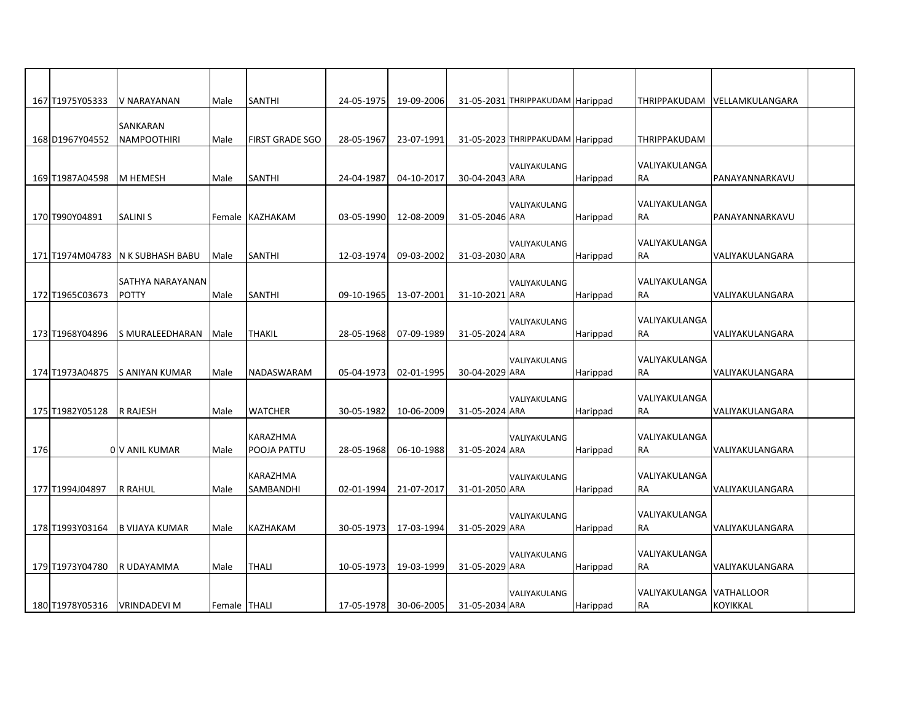| | | | | | | | | | | | | |
|---|---|---|---|---|---|---|---|---|---|---|---|---|
| 167 | T1975Y05333 | V NARAYANAN | Male | SANTHI | 24-05-1975 | 19-09-2006 | 31-05-2031 | THRIPPAKUDAM | Harippad | THRIPPAKUDAM | VELLAMKULANGARA | |
| 168 | D1967Y04552 | SANKARAN NAMPOOTHIRI | Male | FIRST GRADE SGO | 28-05-1967 | 23-07-1991 | 31-05-2023 | THRIPPAKUDAM | Harippad | THRIPPAKUDAM | | |
| 169 | T1987A04598 | M HEMESH | Male | SANTHI | 24-04-1987 | 04-10-2017 | 30-04-2043 | VALIYAKULANGARA | Harippad | VALIYAKULANGARA | PANAYANNARKAVU | |
| 170 | T990Y04891 | SALINI S | Female | KAZHAKAM | 03-05-1990 | 12-08-2009 | 31-05-2046 | VALIYAKULANGARA | Harippad | VALIYAKULANGARA | PANAYANNARKAVU | |
| 171 | T1974M04783 | N K SUBHASH BABU | Male | SANTHI | 12-03-1974 | 09-03-2002 | 31-03-2030 | VALIYAKULANGARA | Harippad | VALIYAKULANGARA | VALIYAKULANGARA | |
| 172 | T1965C03673 | SATHYA NARAYANAN POTTY | Male | SANTHI | 09-10-1965 | 13-07-2001 | 31-10-2021 | VALIYAKULANGARA | Harippad | VALIYAKULANGARA | VALIYAKULANGARA | |
| 173 | T1968Y04896 | S MURALEEDHARAN | Male | THAKIL | 28-05-1968 | 07-09-1989 | 31-05-2024 | VALIYAKULANGARA | Harippad | VALIYAKULANGARA | VALIYAKULANGARA | |
| 174 | T1973A04875 | S ANIYAN KUMAR | Male | NADASWARAM | 05-04-1973 | 02-01-1995 | 30-04-2029 | VALIYAKULANGARA | Harippad | VALIYAKULANGARA | VALIYAKULANGARA | |
| 175 | T1982Y05128 | R RAJESH | Male | WATCHER | 30-05-1982 | 10-06-2009 | 31-05-2024 | VALIYAKULANGARA | Harippad | VALIYAKULANGARA | VALIYAKULANGARA | |
| 176 | 0 | V ANIL KUMAR | Male | KARAZHMA POOJA PATTU | 28-05-1968 | 06-10-1988 | 31-05-2024 | VALIYAKULANGARA | Harippad | VALIYAKULANGARA | VALIYAKULANGARA | |
| 177 | T1994J04897 | R RAHUL | Male | KARAZHMA SAMBANDHI | 02-01-1994 | 21-07-2017 | 31-01-2050 | VALIYAKULANGARA | Harippad | VALIYAKULANGARA | VALIYAKULANGARA | |
| 178 | T1993Y03164 | B VIJAYA KUMAR | Male | KAZHAKAM | 30-05-1973 | 17-03-1994 | 31-05-2029 | VALIYAKULANGARA | Harippad | VALIYAKULANGARA | VALIYAKULANGARA | |
| 179 | T1973Y04780 | R UDAYAMMA | Male | THALI | 10-05-1973 | 19-03-1999 | 31-05-2029 | VALIYAKULANGARA | Harippad | VALIYAKULANGARA | VALIYAKULANGARA | |
| 180 | T1978Y05316 | VRINDADEVI M | Female | THALI | 17-05-1978 | 30-06-2005 | 31-05-2034 | VALIYAKULANGARA | Harippad | VALIYAKULANGARA | VATHALLOOR KOYIKKAL | |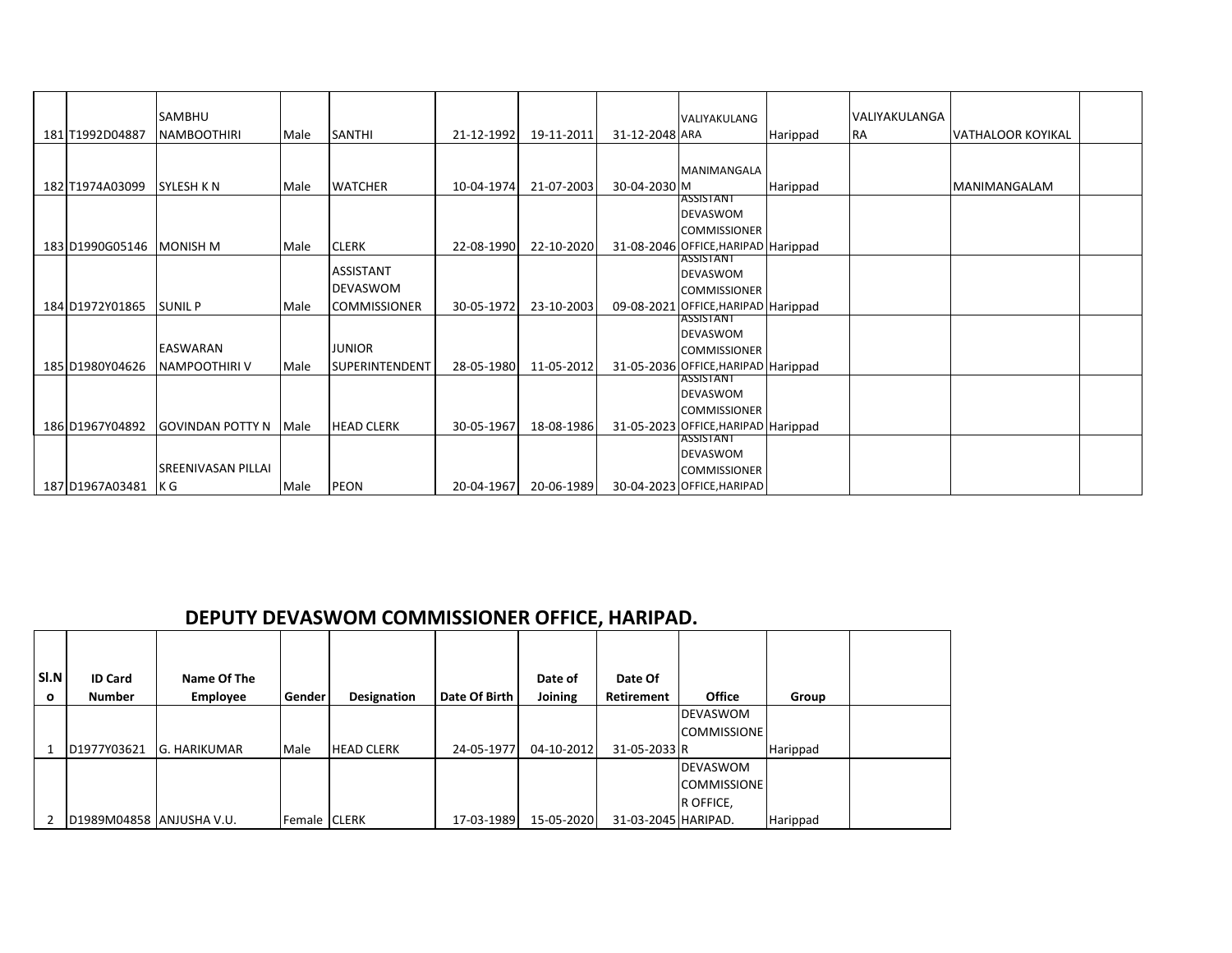| | | | | | | | | | | | | |
|---|---|---|---|---|---|---|---|---|---|---|---|---|
| 181 | T1992D04887 | SAMBHU NAMBOOTHIRI | Male | SANTHI | 21-12-1992 | 19-11-2011 | 31-12-2048 | VALIYAKULANGARA | Harippad | VALIYAKULANGARA | VATHALOOR KOYIKAL | |
| 182 | T1974A03099 | SYLESH K N | Male | WATCHER | 10-04-1974 | 21-07-2003 | 30-04-2030 | MANIMANGALAM | Harippad | | MANIMANGALAM | |
| 183 | D1990G05146 | MONISH M | Male | CLERK | 22-08-1990 | 22-10-2020 | 31-08-2046 | ASSISTANT DEVASWOM COMMISSIONER OFFICE,HARIPAD | Harippad | | | |
| 184 | D1972Y01865 | SUNIL P | Male | ASSISTANT DEVASWOM COMMISSIONER | 30-05-1972 | 23-10-2003 | 09-08-2021 | ASSISTANT DEVASWOM COMMISSIONER OFFICE,HARIPAD | Harippad | | | |
| 185 | D1980Y04626 | EASWARAN NAMPOOTHIRI V | Male | JUNIOR SUPERINTENDENT | 28-05-1980 | 11-05-2012 | 31-05-2036 | ASSISTANT DEVASWOM COMMISSIONER OFFICE,HARIPAD | Harippad | | | |
| 186 | D1967Y04892 | GOVINDAN POTTY N | Male | HEAD CLERK | 30-05-1967 | 18-08-1986 | 31-05-2023 | ASSISTANT DEVASWOM COMMISSIONER OFFICE,HARIPAD | Harippad | | | |
| 187 | D1967A03481 | SREENIVASAN PILLAI K G | Male | PEON | 20-04-1967 | 20-06-1989 | 30-04-2023 | ASSISTANT DEVASWOM COMMISSIONER OFFICE,HARIPAD | | | | |

## DEPUTY DEVASWOM COMMISSIONER OFFICE, HARIPAD.

| Sl.No | ID Card Number | Name Of The Employee | Gender | Designation | Date Of Birth | Date of Joining | Date Of Retirement | Office | Group | |
|---|---|---|---|---|---|---|---|---|---|---|
| 1 | D1977Y03621 | G. HARIKUMAR | Male | HEAD CLERK | 24-05-1977 | 04-10-2012 | 31-05-2033 | DEVASWOM COMMISSIONER | Harippad | |
| 2 | D1989M04858 | ANJUSHA V.U. | Female | CLERK | 17-03-1989 | 15-05-2020 | 31-03-2045 | DEVASWOM COMMISSIONER OFFICE, HARIPAD. | Harippad | |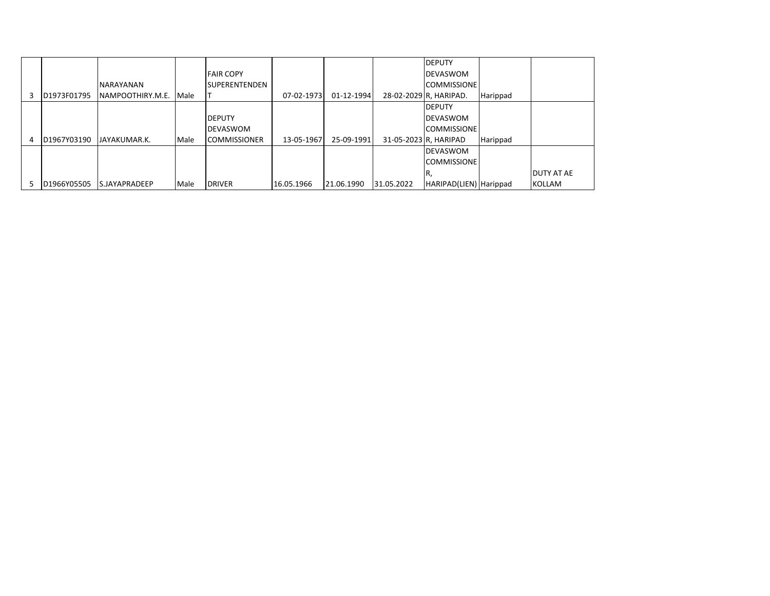| | | | | | | | | | | |
|---|---|---|---|---|---|---|---|---|---|---|
| 3 | D1973F01795 | NARAYANAN NAMPOOTHIRY.M.E. | Male | FAIR COPY SUPERENTENDENT | 07-02-1973 | 01-12-1994 | 28-02-2029 | DEPUTY DEVASWOM COMMISSIONER, HARIPAD. | Harippad | |
| 4 | D1967Y03190 | JAYAKUMAR.K. | Male | DEPUTY DEVASWOM COMMISSIONER | 13-05-1967 | 25-09-1991 | 31-05-2023 | DEPUTY DEVASWOM COMMISSIONER, HARIPAD | Harippad | |
| 5 | D1966Y05505 | S.JAYAPRADEEP | Male | DRIVER | 16.05.1966 | 21.06.1990 | 31.05.2022 | DEVASWOM COMMISSIONER, HARIPAD(LIEN) | Harippad | DUTY AT AE KOLLAM |